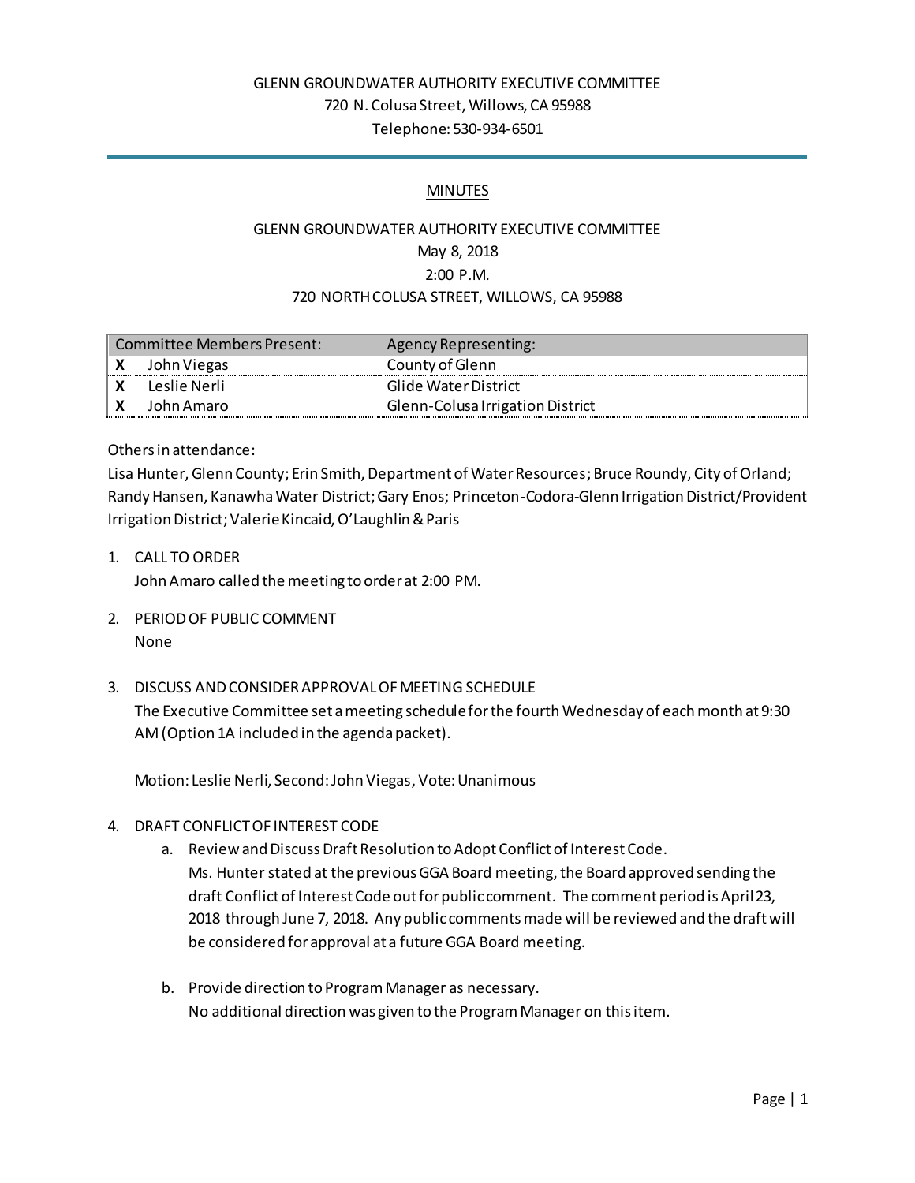GLENN GROUNDWATER AUTHORITY EXECUTIVE COMMITTEE
720 N. Colusa Street, Willows, CA 95988
Telephone: 530-934-6501

MINUTES

GLENN GROUNDWATER AUTHORITY EXECUTIVE COMMITTEE
May 8, 2018
2:00 P.M.
720 NORTH COLUSA STREET, WILLOWS, CA 95988

| Committee Members Present: | | Agency Representing: |
|---|---|---|
| X | John Viegas | County of Glenn |
| X | Leslie Nerli | Glide Water District |
| X | John Amaro | Glenn-Colusa Irrigation District |

Others in attendance:
Lisa Hunter, Glenn County; Erin Smith, Department of Water Resources; Bruce Roundy, City of Orland; Randy Hansen, Kanawha Water District; Gary Enos; Princeton-Codora-Glenn Irrigation District/Provident Irrigation District; Valerie Kincaid, O'Laughlin & Paris

1. CALL TO ORDER
   John Amaro called the meeting to order at 2:00 PM.

2. PERIOD OF PUBLIC COMMENT
   None

3. DISCUSS AND CONSIDER APPROVAL OF MEETING SCHEDULE
   The Executive Committee set a meeting schedule for the fourth Wednesday of each month at 9:30 AM (Option 1A included in the agenda packet).

   Motion: Leslie Nerli, Second: John Viegas, Vote: Unanimous

4. DRAFT CONFLICT OF INTEREST CODE
   a. Review and Discuss Draft Resolution to Adopt Conflict of Interest Code.
      Ms. Hunter stated at the previous GGA Board meeting, the Board approved sending the draft Conflict of Interest Code out for public comment. The comment period is April 23, 2018 through June 7, 2018. Any public comments made will be reviewed and the draft will be considered for approval at a future GGA Board meeting.

   b. Provide direction to Program Manager as necessary.
      No additional direction was given to the Program Manager on this item.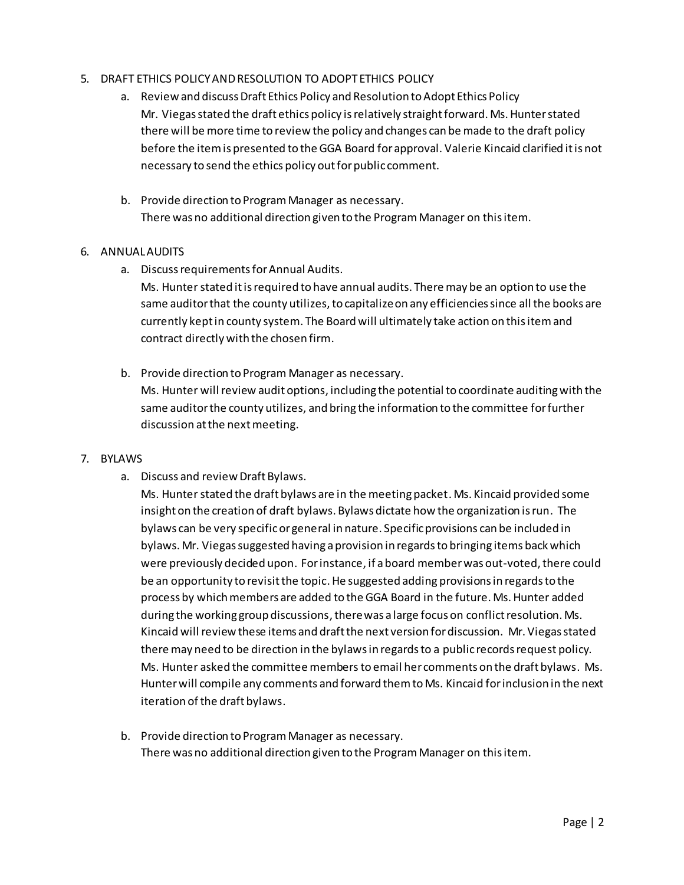5. DRAFT ETHICS POLICY AND RESOLUTION TO ADOPT ETHICS POLICY
   a. Review and discuss Draft Ethics Policy and Resolution to Adopt Ethics Policy
      Mr. Viegas stated the draft ethics policy is relatively straight forward. Ms. Hunter stated there will be more time to review the policy and changes can be made to the draft policy before the item is presented to the GGA Board for approval. Valerie Kincaid clarified it is not necessary to send the ethics policy out for public comment.

   b. Provide direction to Program Manager as necessary.
      There was no additional direction given to the Program Manager on this item.

6. ANNUAL AUDITS
   a. Discuss requirements for Annual Audits.
      Ms. Hunter stated it is required to have annual audits. There may be an option to use the same auditor that the county utilizes, to capitalize on any efficiencies since all the books are currently kept in county system. The Board will ultimately take action on this item and contract directly with the chosen firm.

   b. Provide direction to Program Manager as necessary.
      Ms. Hunter will review audit options, including the potential to coordinate auditing with the same auditor the county utilizes, and bring the information to the committee for further discussion at the next meeting.

7. BYLAWS
   a. Discuss and review Draft Bylaws.
      Ms. Hunter stated the draft bylaws are in the meeting packet. Ms. Kincaid provided some insight on the creation of draft bylaws. Bylaws dictate how the organization is run. The bylaws can be very specific or general in nature. Specific provisions can be included in bylaws. Mr. Viegas suggested having a provision in regards to bringing items back which were previously decided upon. For instance, if a board member was out-voted, there could be an opportunity to revisit the topic. He suggested adding provisions in regards to the process by which members are added to the GGA Board in the future. Ms. Hunter added during the working group discussions, there was a large focus on conflict resolution. Ms. Kincaid will review these items and draft the next version for discussion. Mr. Viegas stated there may need to be direction in the bylaws in regards to a public records request policy. Ms. Hunter asked the committee members to email her comments on the draft bylaws. Ms. Hunter will compile any comments and forward them to Ms. Kincaid for inclusion in the next iteration of the draft bylaws.

   b. Provide direction to Program Manager as necessary.
      There was no additional direction given to the Program Manager on this item.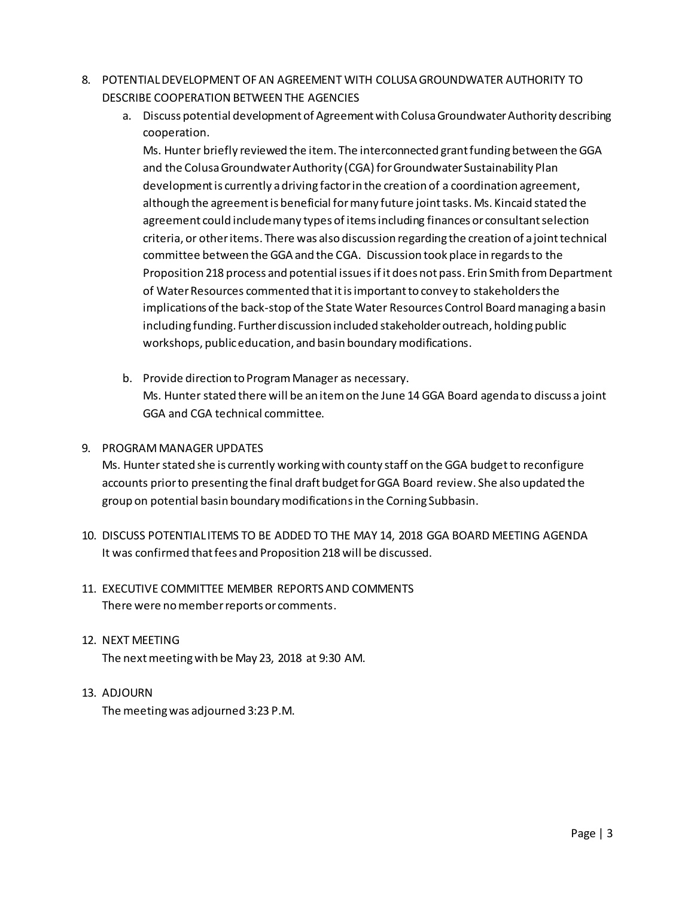8. POTENTIAL DEVELOPMENT OF AN AGREEMENT WITH COLUSA GROUNDWATER AUTHORITY TO DESCRIBE COOPERATION BETWEEN THE AGENCIES

   a. Discuss potential development of Agreement with Colusa Groundwater Authority describing cooperation.

      Ms. Hunter briefly reviewed the item. The interconnected grant funding between the GGA and the Colusa Groundwater Authority (CGA) for Groundwater Sustainability Plan development is currently a driving factor in the creation of a coordination agreement, although the agreement is beneficial for many future joint tasks. Ms. Kincaid stated the agreement could include many types of items including finances or consultant selection criteria, or other items. There was also discussion regarding the creation of a joint technical committee between the GGA and the CGA. Discussion took place in regards to the Proposition 218 process and potential issues if it does not pass. Erin Smith from Department of Water Resources commented that it is important to convey to stakeholders the implications of the back-stop of the State Water Resources Control Board managing a basin including funding. Further discussion included stakeholder outreach, holding public workshops, public education, and basin boundary modifications.

   b. Provide direction to Program Manager as necessary.

      Ms. Hunter stated there will be an item on the June 14 GGA Board agenda to discuss a joint GGA and CGA technical committee.

9. PROGRAM MANAGER UPDATES

   Ms. Hunter stated she is currently working with county staff on the GGA budget to reconfigure accounts prior to presenting the final draft budget for GGA Board review. She also updated the group on potential basin boundary modifications in the Corning Subbasin.

10. DISCUSS POTENTIAL ITEMS TO BE ADDED TO THE MAY 14, 2018 GGA BOARD MEETING AGENDA

    It was confirmed that fees and Proposition 218 will be discussed.

11. EXECUTIVE COMMITTEE MEMBER REPORTS AND COMMENTS

    There were no member reports or comments.

12. NEXT MEETING

    The next meeting with be May 23, 2018 at 9:30 AM.

13. ADJOURN

    The meeting was adjourned 3:23 P.M.